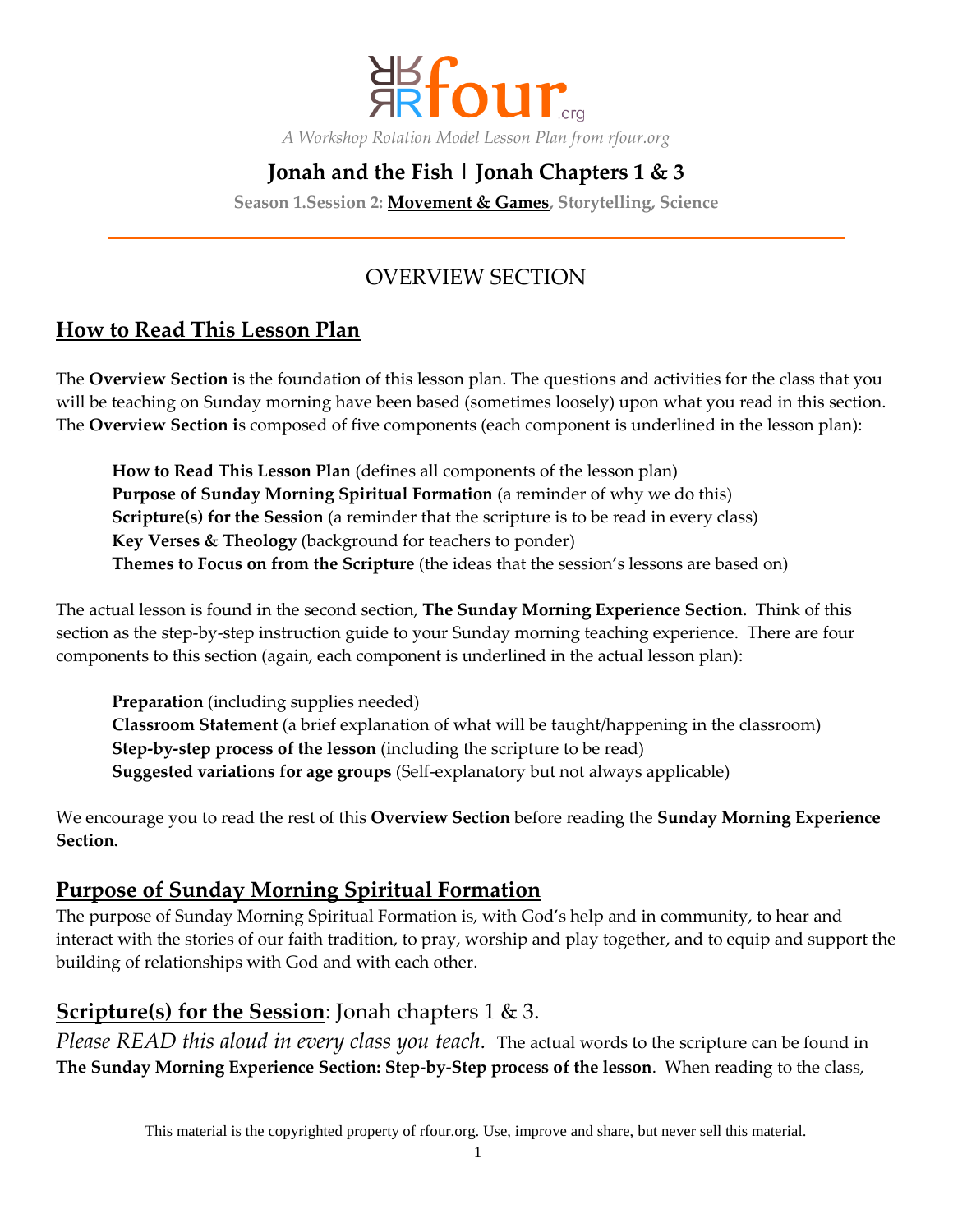# rfour.org

*A Workshop Rotation Model Lesson Plan from rfour.org*

## Jonah and the Fish | Jonah Chapters 1 & 3

**Season 1.Session 2: <u>Movement & Games</u>, Storytelling, Science**

---

## OVERVIEW SECTION

## <u>How to Read This Lesson Plan</u>

The **Overview Section** is the foundation of this lesson plan. The questions and activities for the class that you will be teaching on Sunday morning have been based (sometimes loosely) upon what you read in this section. The **Overview Section i**s composed of five components (each component is underlined in the lesson plan):

> **How to Read This Lesson Plan** (defines all components of the lesson plan)
> **Purpose of Sunday Morning Spiritual Formation** (a reminder of why we do this)
> **Scripture(s) for the Session** (a reminder that the scripture is to be read in every class)
> **Key Verses & Theology** (background for teachers to ponder)
> **Themes to Focus on from the Scripture** (the ideas that the session's lessons are based on)

The actual lesson is found in the second section, **The Sunday Morning Experience Section.** Think of this section as the step-by-step instruction guide to your Sunday morning teaching experience. There are four components to this section (again, each component is underlined in the actual lesson plan):

> **Preparation** (including supplies needed)
> **Classroom Statement** (a brief explanation of what will be taught/happening in the classroom)
> **Step-by-step process of the lesson** (including the scripture to be read)
> **Suggested variations for age groups** (Self-explanatory but not always applicable)

We encourage you to read the rest of this **Overview Section** before reading the **Sunday Morning Experience Section.**

## <u>Purpose of Sunday Morning Spiritual Formation</u>

The purpose of Sunday Morning Spiritual Formation is, with God's help and in community, to hear and interact with the stories of our faith tradition, to pray, worship and play together, and to equip and support the building of relationships with God and with each other.

## <u>Scripture(s) for the Session</u>: Jonah chapters 1 & 3.

*Please READ this aloud in every class you teach.* The actual words to the scripture can be found in **The Sunday Morning Experience Section: Step-by-Step process of the lesson**. When reading to the class,

This material is the copyrighted property of rfour.org. Use, improve and share, but never sell this material.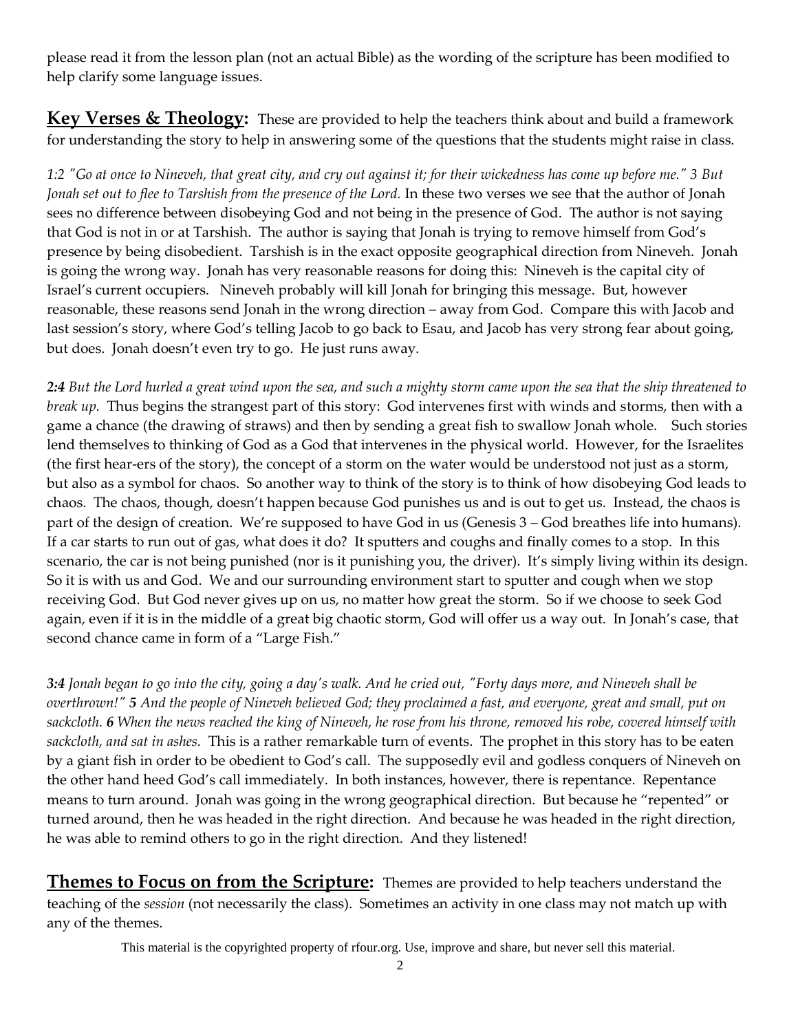please read it from the lesson plan (not an actual Bible) as the wording of the scripture has been modified to help clarify some language issues.

## Key Verses & Theology:

These are provided to help the teachers think about and build a framework for understanding the story to help in answering some of the questions that the students might raise in class.

*1:2 "Go at once to Nineveh, that great city, and cry out against it; for their wickedness has come up before me." 3 But Jonah set out to flee to Tarshish from the presence of the Lord.* In these two verses we see that the author of Jonah sees no difference between disobeying God and not being in the presence of God. The author is not saying that God is not in or at Tarshish. The author is saying that Jonah is trying to remove himself from God's presence by being disobedient. Tarshish is in the exact opposite geographical direction from Nineveh. Jonah is going the wrong way. Jonah has very reasonable reasons for doing this: Nineveh is the capital city of Israel's current occupiers. Nineveh probably will kill Jonah for bringing this message. But, however reasonable, these reasons send Jonah in the wrong direction – away from God. Compare this with Jacob and last session's story, where God's telling Jacob to go back to Esau, and Jacob has very strong fear about going, but does. Jonah doesn't even try to go. He just runs away.

***2:4** But the Lord hurled a great wind upon the sea, and such a mighty storm came upon the sea that the ship threatened to break up.* Thus begins the strangest part of this story: God intervenes first with winds and storms, then with a game a chance (the drawing of straws) and then by sending a great fish to swallow Jonah whole. Such stories lend themselves to thinking of God as a God that intervenes in the physical world. However, for the Israelites (the first hear-ers of the story), the concept of a storm on the water would be understood not just as a storm, but also as a symbol for chaos. So another way to think of the story is to think of how disobeying God leads to chaos. The chaos, though, doesn't happen because God punishes us and is out to get us. Instead, the chaos is part of the design of creation. We're supposed to have God in us (Genesis 3 – God breathes life into humans). If a car starts to run out of gas, what does it do? It sputters and coughs and finally comes to a stop. In this scenario, the car is not being punished (nor is it punishing you, the driver). It's simply living within its design. So it is with us and God. We and our surrounding environment start to sputter and cough when we stop receiving God. But God never gives up on us, no matter how great the storm. So if we choose to seek God again, even if it is in the middle of a great big chaotic storm, God will offer us a way out. In Jonah's case, that second chance came in form of a "Large Fish."

***3:4** Jonah began to go into the city, going a day's walk. And he cried out, "Forty days more, and Nineveh shall be overthrown!" **5** And the people of Nineveh believed God; they proclaimed a fast, and everyone, great and small, put on sackcloth. **6** When the news reached the king of Nineveh, he rose from his throne, removed his robe, covered himself with sackcloth, and sat in ashes.* This is a rather remarkable turn of events. The prophet in this story has to be eaten by a giant fish in order to be obedient to God's call. The supposedly evil and godless conquers of Nineveh on the other hand heed God's call immediately. In both instances, however, there is repentance. Repentance means to turn around. Jonah was going in the wrong geographical direction. But because he "repented" or turned around, then he was headed in the right direction. And because he was headed in the right direction, he was able to remind others to go in the right direction. And they listened!

## Themes to Focus on from the Scripture:

Themes are provided to help teachers understand the teaching of the *session* (not necessarily the class). Sometimes an activity in one class may not match up with any of the themes.

This material is the copyrighted property of rfour.org. Use, improve and share, but never sell this material.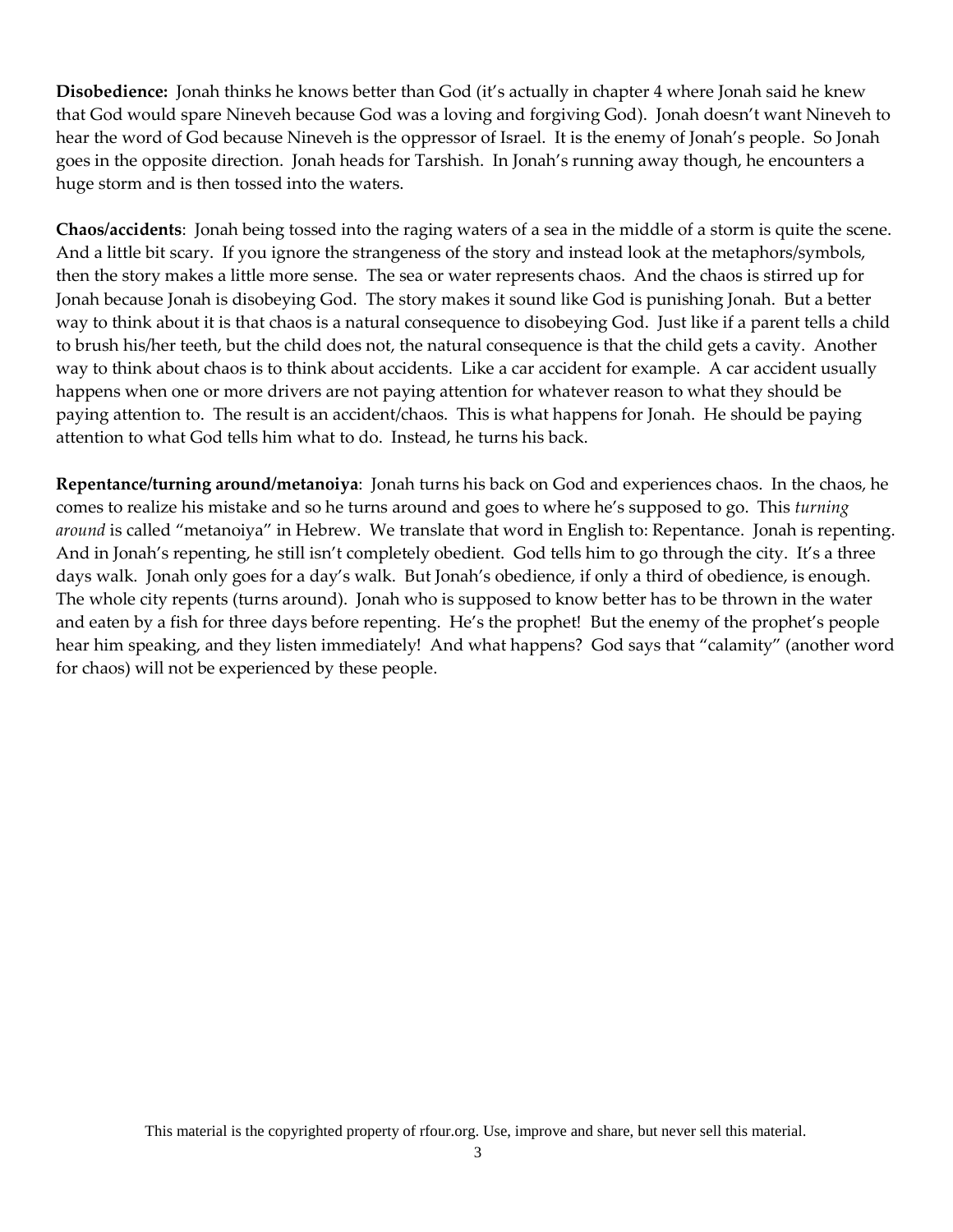**Disobedience:** Jonah thinks he knows better than God (it's actually in chapter 4 where Jonah said he knew that God would spare Nineveh because God was a loving and forgiving God). Jonah doesn't want Nineveh to hear the word of God because Nineveh is the oppressor of Israel. It is the enemy of Jonah's people. So Jonah goes in the opposite direction. Jonah heads for Tarshish. In Jonah's running away though, he encounters a huge storm and is then tossed into the waters.

**Chaos/accidents**: Jonah being tossed into the raging waters of a sea in the middle of a storm is quite the scene. And a little bit scary. If you ignore the strangeness of the story and instead look at the metaphors/symbols, then the story makes a little more sense. The sea or water represents chaos. And the chaos is stirred up for Jonah because Jonah is disobeying God. The story makes it sound like God is punishing Jonah. But a better way to think about it is that chaos is a natural consequence to disobeying God. Just like if a parent tells a child to brush his/her teeth, but the child does not, the natural consequence is that the child gets a cavity. Another way to think about chaos is to think about accidents. Like a car accident for example. A car accident usually happens when one or more drivers are not paying attention for whatever reason to what they should be paying attention to. The result is an accident/chaos. This is what happens for Jonah. He should be paying attention to what God tells him what to do. Instead, he turns his back.

**Repentance/turning around/metanoiya**: Jonah turns his back on God and experiences chaos. In the chaos, he comes to realize his mistake and so he turns around and goes to where he's supposed to go. This *turning around* is called "metanoiya" in Hebrew. We translate that word in English to: Repentance. Jonah is repenting. And in Jonah's repenting, he still isn't completely obedient. God tells him to go through the city. It's a three days walk. Jonah only goes for a day's walk. But Jonah's obedience, if only a third of obedience, is enough. The whole city repents (turns around). Jonah who is supposed to know better has to be thrown in the water and eaten by a fish for three days before repenting. He's the prophet! But the enemy of the prophet's people hear him speaking, and they listen immediately! And what happens? God says that "calamity" (another word for chaos) will not be experienced by these people.

This material is the copyrighted property of rfour.org. Use, improve and share, but never sell this material.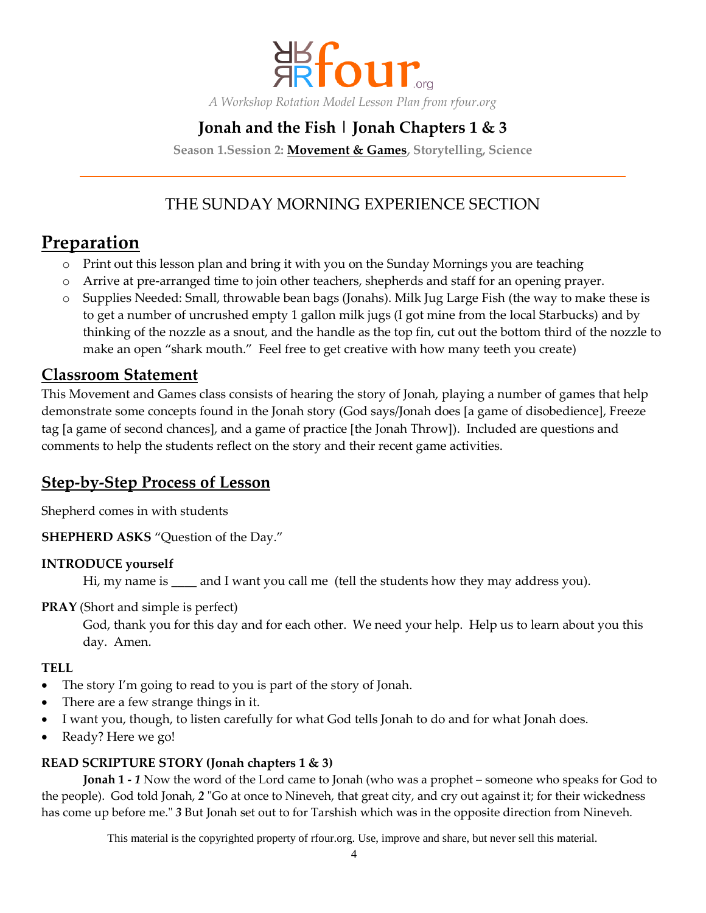A Workshop Rotation Model Lesson Plan from rfour.org

# Jonah and the Fish | Jonah Chapters 1 & 3

**Season 1.Session 2: Movement & Games, Storytelling, Science**

## THE SUNDAY MORNING EXPERIENCE SECTION

## Preparation

- Print out this lesson plan and bring it with you on the Sunday Mornings you are teaching
- Arrive at pre-arranged time to join other teachers, shepherds and staff for an opening prayer.
- Supplies Needed: Small, throwable bean bags (Jonahs). Milk Jug Large Fish (the way to make these is to get a number of uncrushed empty 1 gallon milk jugs (I got mine from the local Starbucks) and by thinking of the nozzle as a snout, and the handle as the top fin, cut out the bottom third of the nozzle to make an open "shark mouth." Feel free to get creative with how many teeth you create)

### Classroom Statement

This Movement and Games class consists of hearing the story of Jonah, playing a number of games that help demonstrate some concepts found in the Jonah story (God says/Jonah does [a game of disobedience], Freeze tag [a game of second chances], and a game of practice [the Jonah Throw]). Included are questions and comments to help the students reflect on the story and their recent game activities.

### Step-by-Step Process of Lesson

Shepherd comes in with students

**SHEPHERD ASKS** "Question of the Day."

**INTRODUCE yourself**

Hi, my name is ____ and I want you call me (tell the students how they may address you).

**PRAY** (Short and simple is perfect)

God, thank you for this day and for each other. We need your help. Help us to learn about you this day. Amen.

**TELL**

- The story I'm going to read to you is part of the story of Jonah.
- There are a few strange things in it.
- I want you, though, to listen carefully for what God tells Jonah to do and for what Jonah does.
- Ready? Here we go!

**READ SCRIPTURE STORY (Jonah chapters 1 & 3)**

**Jonah 1 -** ***1*** Now the word of the Lord came to Jonah (who was a prophet – someone who speaks for God to the people). God told Jonah, **2** "Go at once to Nineveh, that great city, and cry out against it; for their wickedness has come up before me." ***3*** But Jonah set out to for Tarshish which was in the opposite direction from Nineveh.

This material is the copyrighted property of rfour.org. Use, improve and share, but never sell this material.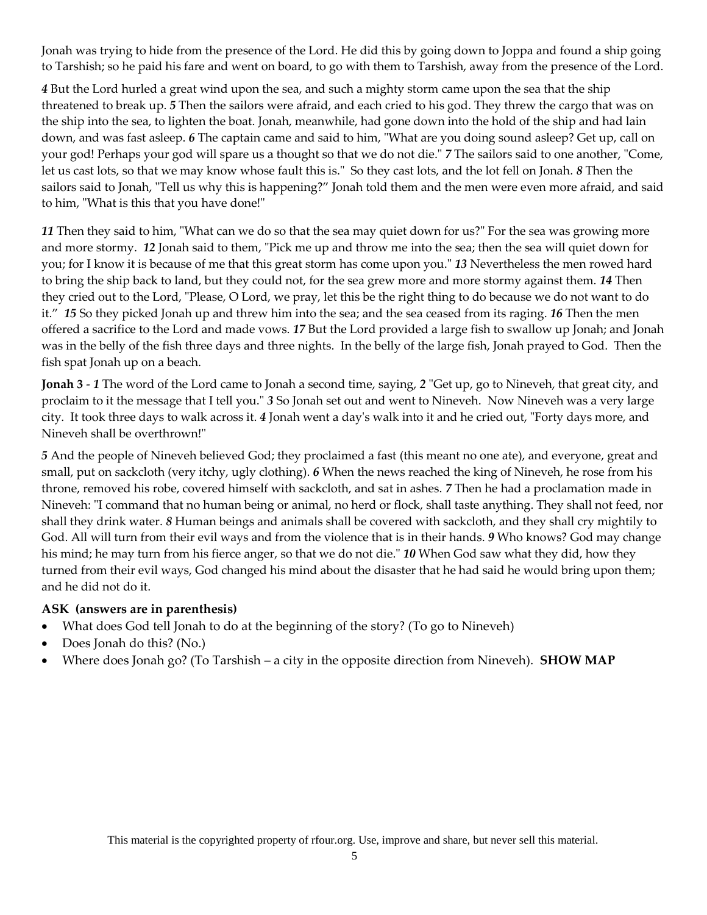Jonah was trying to hide from the presence of the Lord. He did this by going down to Joppa and found a ship going to Tarshish; so he paid his fare and went on board, to go with them to Tarshish, away from the presence of the Lord.

***4*** But the Lord hurled a great wind upon the sea, and such a mighty storm came upon the sea that the ship threatened to break up. ***5*** Then the sailors were afraid, and each cried to his god. They threw the cargo that was on the ship into the sea, to lighten the boat. Jonah, meanwhile, had gone down into the hold of the ship and had lain down, and was fast asleep. ***6*** The captain came and said to him, "What are you doing sound asleep? Get up, call on your god! Perhaps your god will spare us a thought so that we do not die." ***7*** The sailors said to one another, "Come, let us cast lots, so that we may know whose fault this is." So they cast lots, and the lot fell on Jonah. ***8*** Then the sailors said to Jonah, "Tell us why this is happening?" Jonah told them and the men were even more afraid, and said to him, "What is this that you have done!"

***11*** Then they said to him, "What can we do so that the sea may quiet down for us?" For the sea was growing more and more stormy. ***12*** Jonah said to them, "Pick me up and throw me into the sea; then the sea will quiet down for you; for I know it is because of me that this great storm has come upon you." ***13*** Nevertheless the men rowed hard to bring the ship back to land, but they could not, for the sea grew more and more stormy against them. ***14*** Then they cried out to the Lord, "Please, O Lord, we pray, let this be the right thing to do because we do not want to do it." ***15*** So they picked Jonah up and threw him into the sea; and the sea ceased from its raging. ***16*** Then the men offered a sacrifice to the Lord and made vows. ***17*** But the Lord provided a large fish to swallow up Jonah; and Jonah was in the belly of the fish three days and three nights. In the belly of the large fish, Jonah prayed to God. Then the fish spat Jonah up on a beach.

**Jonah 3** - ***1*** The word of the Lord came to Jonah a second time, saying, ***2*** "Get up, go to Nineveh, that great city, and proclaim to it the message that I tell you." ***3*** So Jonah set out and went to Nineveh. Now Nineveh was a very large city. It took three days to walk across it. ***4*** Jonah went a day's walk into it and he cried out, "Forty days more, and Nineveh shall be overthrown!"

***5*** And the people of Nineveh believed God; they proclaimed a fast (this meant no one ate), and everyone, great and small, put on sackcloth (very itchy, ugly clothing). ***6*** When the news reached the king of Nineveh, he rose from his throne, removed his robe, covered himself with sackcloth, and sat in ashes. ***7*** Then he had a proclamation made in Nineveh: "I command that no human being or animal, no herd or flock, shall taste anything. They shall not feed, nor shall they drink water. ***8*** Human beings and animals shall be covered with sackcloth, and they shall cry mightily to God. All will turn from their evil ways and from the violence that is in their hands. ***9*** Who knows? God may change his mind; he may turn from his fierce anger, so that we do not die." ***10*** When God saw what they did, how they turned from their evil ways, God changed his mind about the disaster that he had said he would bring upon them; and he did not do it.

**ASK (answers are in parenthesis)**

- What does God tell Jonah to do at the beginning of the story? (To go to Nineveh)
- Does Jonah do this? (No.)
- Where does Jonah go? (To Tarshish – a city in the opposite direction from Nineveh). **SHOW MAP**

This material is the copyrighted property of rfour.org. Use, improve and share, but never sell this material.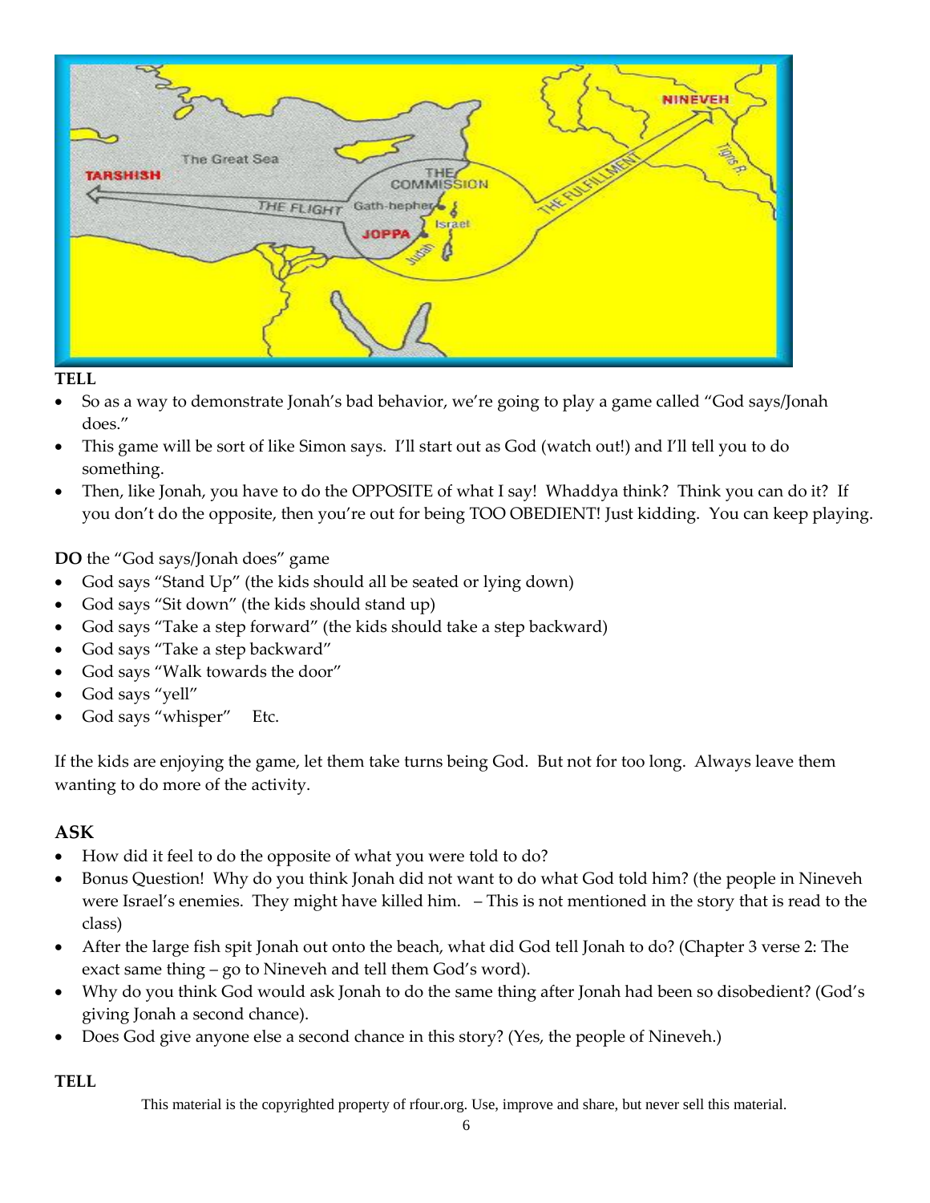**TELL**

- So as a way to demonstrate Jonah's bad behavior, we're going to play a game called "God says/Jonah does."
- This game will be sort of like Simon says. I'll start out as God (watch out!) and I'll tell you to do something.
- Then, like Jonah, you have to do the OPPOSITE of what I say! Whaddya think? Think you can do it? If you don't do the opposite, then you're out for being TOO OBEDIENT! Just kidding. You can keep playing.

**DO** the "God says/Jonah does" game

- God says "Stand Up" (the kids should all be seated or lying down)
- God says "Sit down" (the kids should stand up)
- God says "Take a step forward" (the kids should take a step backward)
- God says "Take a step backward"
- God says "Walk towards the door"
- God says "yell"
- God says "whisper" Etc.

If the kids are enjoying the game, let them take turns being God. But not for too long. Always leave them wanting to do more of the activity.

## ASK

- How did it feel to do the opposite of what you were told to do?
- Bonus Question! Why do you think Jonah did not want to do what God told him? (the people in Nineveh were Israel's enemies. They might have killed him. – This is not mentioned in the story that is read to the class)
- After the large fish spit Jonah out onto the beach, what did God tell Jonah to do? (Chapter 3 verse 2: The exact same thing – go to Nineveh and tell them God's word).
- Why do you think God would ask Jonah to do the same thing after Jonah had been so disobedient? (God's giving Jonah a second chance).
- Does God give anyone else a second chance in this story? (Yes, the people of Nineveh.)

**TELL**

This material is the copyrighted property of rfour.org. Use, improve and share, but never sell this material.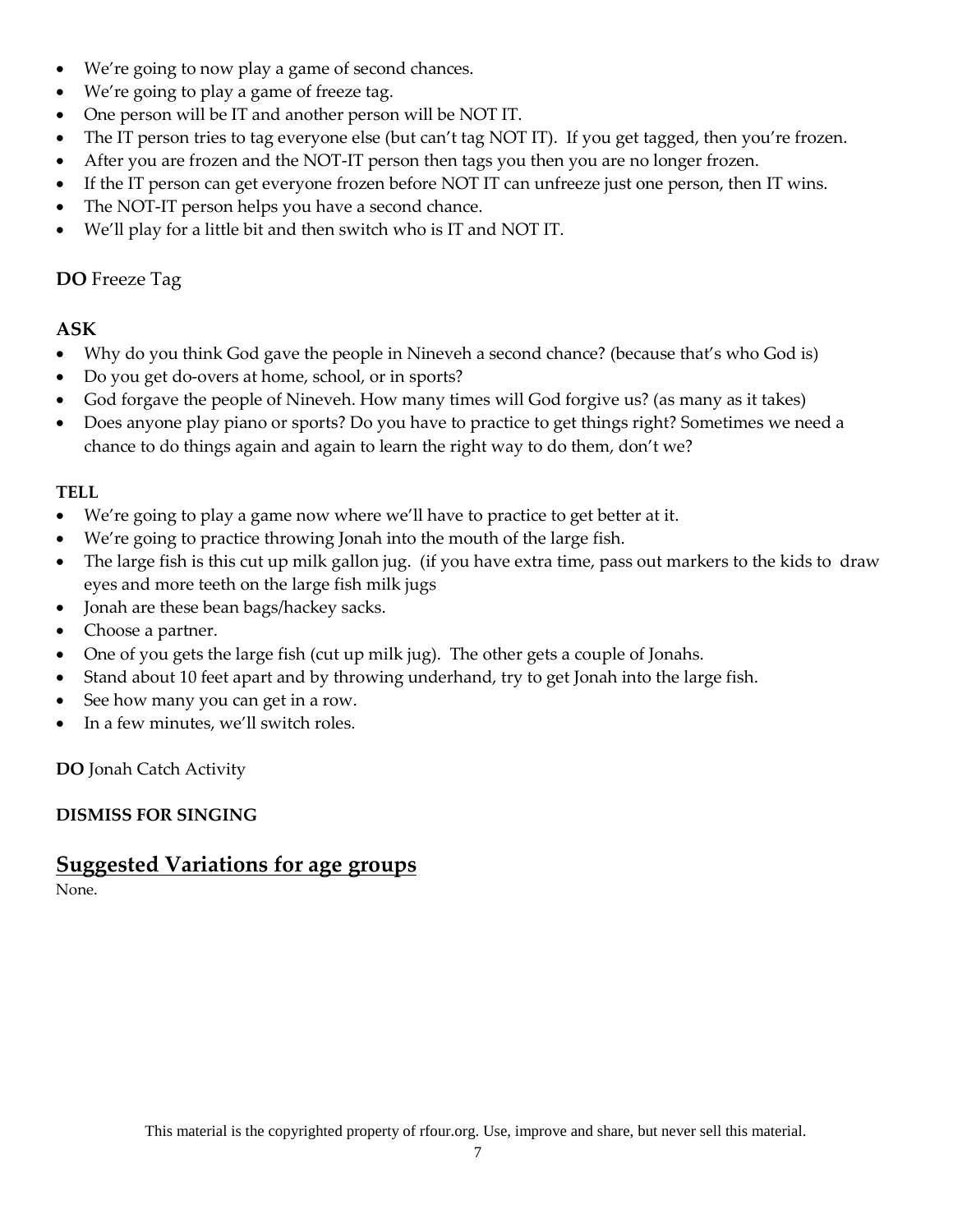- We're going to now play a game of second chances.
- We're going to play a game of freeze tag.
- One person will be IT and another person will be NOT IT.
- The IT person tries to tag everyone else (but can't tag NOT IT). If you get tagged, then you're frozen.
- After you are frozen and the NOT-IT person then tags you then you are no longer frozen.
- If the IT person can get everyone frozen before NOT IT can unfreeze just one person, then IT wins.
- The NOT-IT person helps you have a second chance.
- We'll play for a little bit and then switch who is IT and NOT IT.

**DO** Freeze Tag

**ASK**

- Why do you think God gave the people in Nineveh a second chance? (because that's who God is)
- Do you get do-overs at home, school, or in sports?
- God forgave the people of Nineveh. How many times will God forgive us? (as many as it takes)
- Does anyone play piano or sports? Do you have to practice to get things right? Sometimes we need a chance to do things again and again to learn the right way to do them, don't we?

**TELL**

- We're going to play a game now where we'll have to practice to get better at it.
- We're going to practice throwing Jonah into the mouth of the large fish.
- The large fish is this cut up milk gallon jug. (if you have extra time, pass out markers to the kids to draw eyes and more teeth on the large fish milk jugs
- Jonah are these bean bags/hackey sacks.
- Choose a partner.
- One of you gets the large fish (cut up milk jug). The other gets a couple of Jonahs.
- Stand about 10 feet apart and by throwing underhand, try to get Jonah into the large fish.
- See how many you can get in a row.
- In a few minutes, we'll switch roles.

**DO** Jonah Catch Activity

**DISMISS FOR SINGING**

## Suggested Variations for age groups

None.

This material is the copyrighted property of rfour.org. Use, improve and share, but never sell this material.